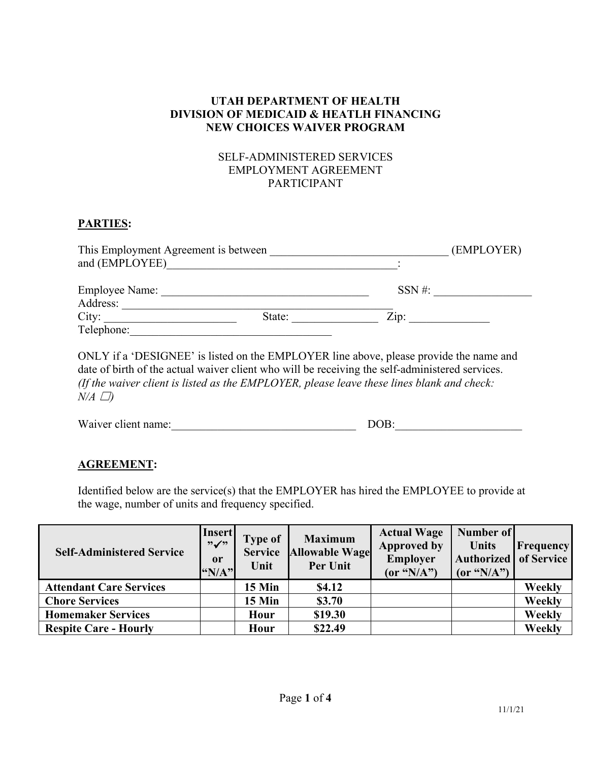**UTAH DEPARTMENT OF HEALTH**
**DIVISION OF MEDICAID & HEATLH FINANCING**
**NEW CHOICES WAIVER PROGRAM**

SELF-ADMINISTERED SERVICES
EMPLOYMENT AGREEMENT
PARTICIPANT

## **PARTIES:**

This Employment Agreement is between _______________________________ (EMPLOYER) and (EMPLOYEE)_________________________________________:

Employee Name: _____________________________________ SSN #: _________________
Address: _________________________________________________
City: ______________________ State: _______________ Zip: ______________
Telephone:___________________________________

ONLY if a 'DESIGNEE' is listed on the EMPLOYER line above, please provide the name and date of birth of the actual waiver client who will be receiving the self-administered services. *(If the waiver client is listed as the EMPLOYER, please leave these lines blank and check: N/A ☐)*

Waiver client name:_________________________________ DOB:______________________

## **AGREEMENT:**

Identified below are the service(s) that the EMPLOYER has hired the EMPLOYEE to provide at the wage, number of units and frequency specified.

| Self-Administered Service | Insert "✓" or "N/A" | Type of Service Unit | Maximum Allowable Wage Per Unit | Actual Wage Approved by Employer (or "N/A") | Number of Units Authorized (or "N/A") | Frequency of Service |
|---|---|---|---|---|---|---|
| **Attendant Care Services** | | **15 Min** | **$4.12** | | | **Weekly** |
| **Chore Services** | | **15 Min** | **$3.70** | | | **Weekly** |
| **Homemaker Services** | | **Hour** | **$19.30** | | | **Weekly** |
| **Respite Care - Hourly** | | **Hour** | **$22.49** | | | **Weekly** |

11/1/21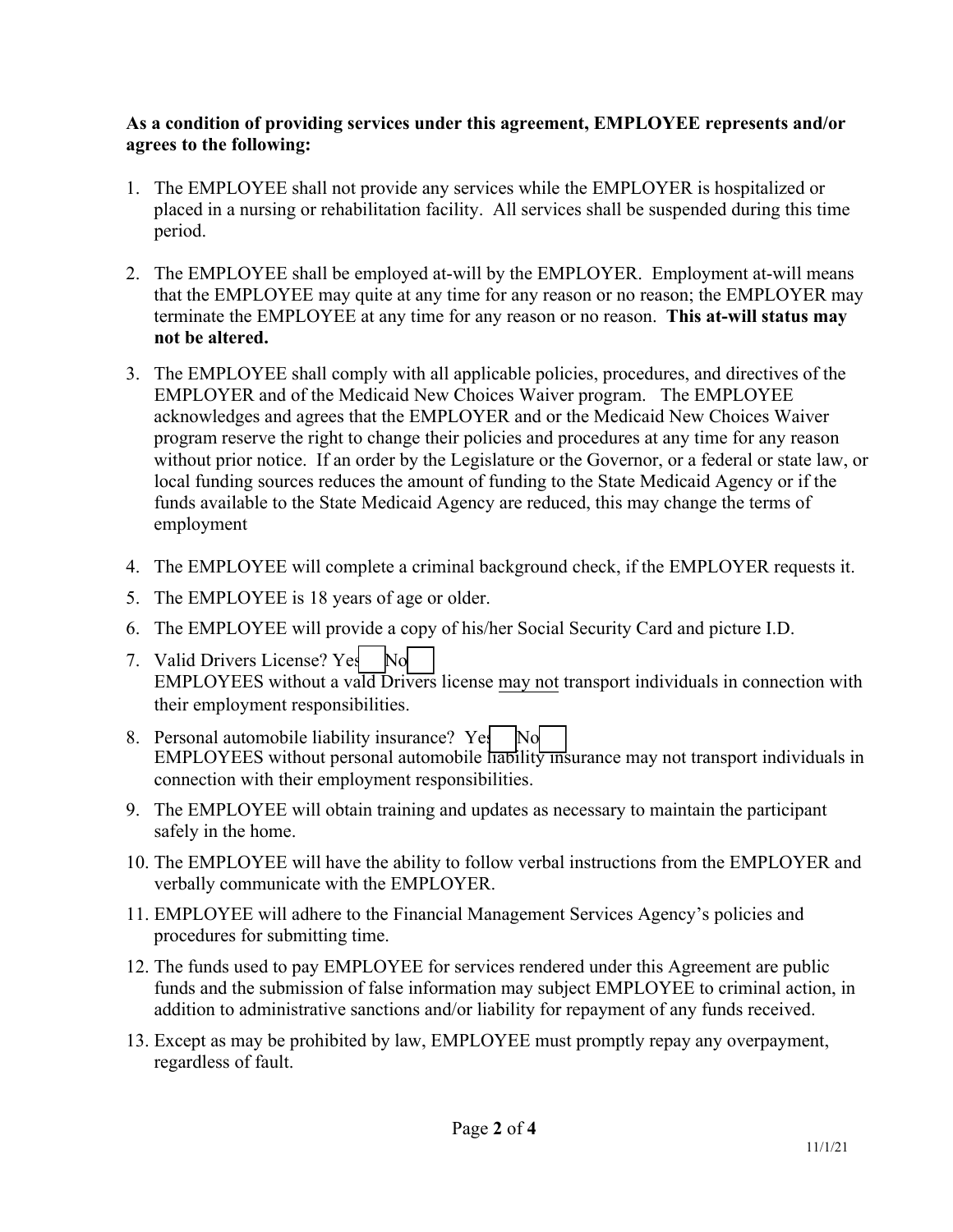**As a condition of providing services under this agreement, EMPLOYEE represents and/or agrees to the following:**

1. The EMPLOYEE shall not provide any services while the EMPLOYER is hospitalized or placed in a nursing or rehabilitation facility. All services shall be suspended during this time period.
2. The EMPLOYEE shall be employed at-will by the EMPLOYER. Employment at-will means that the EMPLOYEE may quite at any time for any reason or no reason; the EMPLOYER may terminate the EMPLOYEE at any time for any reason or no reason. **This at-will status may not be altered.**
3. The EMPLOYEE shall comply with all applicable policies, procedures, and directives of the EMPLOYER and of the Medicaid New Choices Waiver program. The EMPLOYEE acknowledges and agrees that the EMPLOYER and or the Medicaid New Choices Waiver program reserve the right to change their policies and procedures at any time for any reason without prior notice. If an order by the Legislature or the Governor, or a federal or state law, or local funding sources reduces the amount of funding to the State Medicaid Agency or if the funds available to the State Medicaid Agency are reduced, this may change the terms of employment
4. The EMPLOYEE will complete a criminal background check, if the EMPLOYER requests it.
5. The EMPLOYEE is 18 years of age or older.
6. The EMPLOYEE will provide a copy of his/her Social Security Card and picture I.D.
7. Valid Drivers License? Yes ☐ No ☐
   EMPLOYEES without a vald Drivers license may not transport individuals in connection with their employment responsibilities.
8. Personal automobile liability insurance? Yes ☐ No ☐
   EMPLOYEES without personal automobile liability insurance may not transport individuals in connection with their employment responsibilities.
9. The EMPLOYEE will obtain training and updates as necessary to maintain the participant safely in the home.
10. The EMPLOYEE will have the ability to follow verbal instructions from the EMPLOYER and verbally communicate with the EMPLOYER.
11. EMPLOYEE will adhere to the Financial Management Services Agency's policies and procedures for submitting time.
12. The funds used to pay EMPLOYEE for services rendered under this Agreement are public funds and the submission of false information may subject EMPLOYEE to criminal action, in addition to administrative sanctions and/or liability for repayment of any funds received.
13. Except as may be prohibited by law, EMPLOYEE must promptly repay any overpayment, regardless of fault.

11/1/21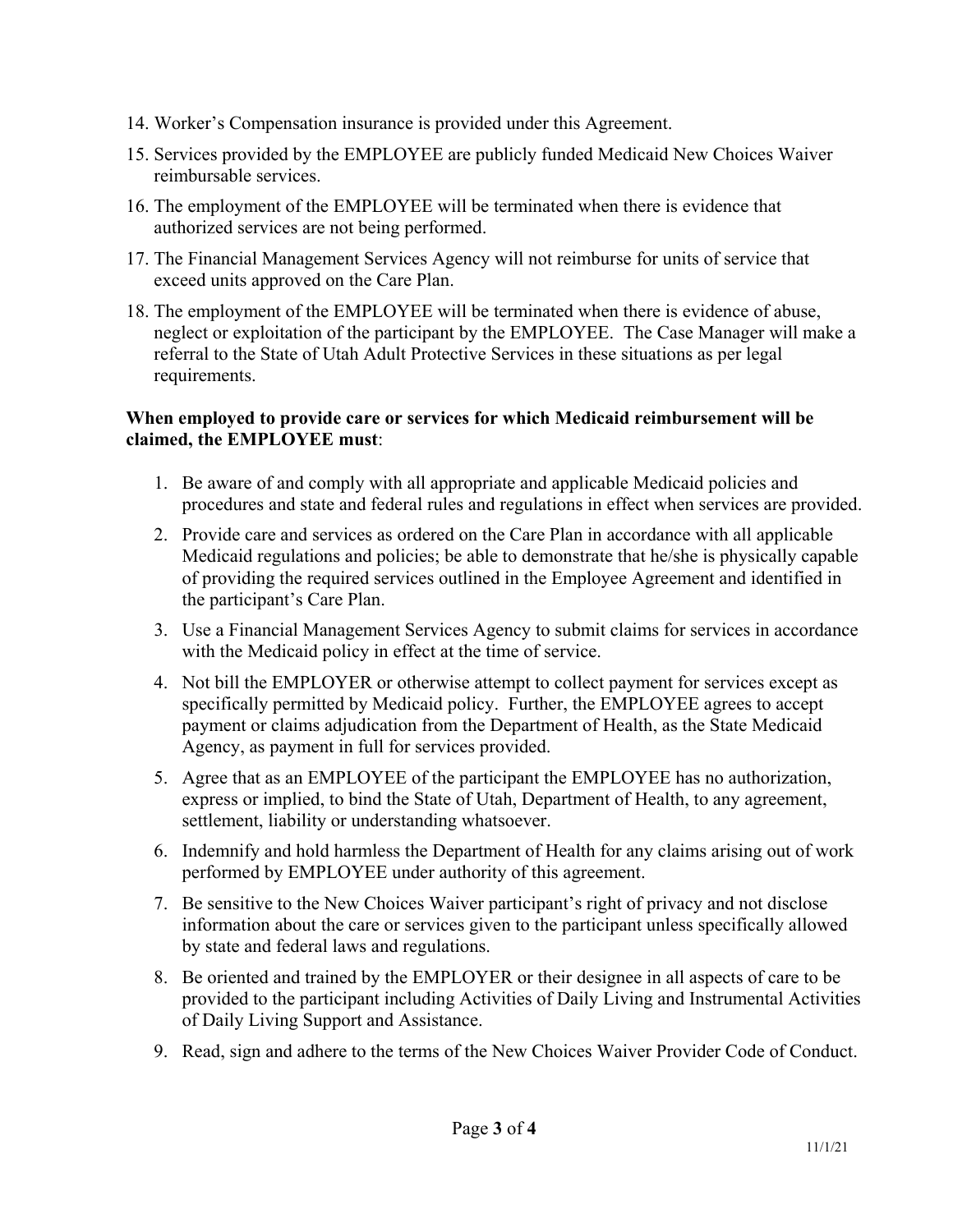14. Worker's Compensation insurance is provided under this Agreement.
15. Services provided by the EMPLOYEE are publicly funded Medicaid New Choices Waiver reimbursable services.
16. The employment of the EMPLOYEE will be terminated when there is evidence that authorized services are not being performed.
17. The Financial Management Services Agency will not reimburse for units of service that exceed units approved on the Care Plan.
18. The employment of the EMPLOYEE will be terminated when there is evidence of abuse, neglect or exploitation of the participant by the EMPLOYEE. The Case Manager will make a referral to the State of Utah Adult Protective Services in these situations as per legal requirements.

**When employed to provide care or services for which Medicaid reimbursement will be claimed, the EMPLOYEE must**:

1. Be aware of and comply with all appropriate and applicable Medicaid policies and procedures and state and federal rules and regulations in effect when services are provided.
2. Provide care and services as ordered on the Care Plan in accordance with all applicable Medicaid regulations and policies; be able to demonstrate that he/she is physically capable of providing the required services outlined in the Employee Agreement and identified in the participant's Care Plan.
3. Use a Financial Management Services Agency to submit claims for services in accordance with the Medicaid policy in effect at the time of service.
4. Not bill the EMPLOYER or otherwise attempt to collect payment for services except as specifically permitted by Medicaid policy. Further, the EMPLOYEE agrees to accept payment or claims adjudication from the Department of Health, as the State Medicaid Agency, as payment in full for services provided.
5. Agree that as an EMPLOYEE of the participant the EMPLOYEE has no authorization, express or implied, to bind the State of Utah, Department of Health, to any agreement, settlement, liability or understanding whatsoever.
6. Indemnify and hold harmless the Department of Health for any claims arising out of work performed by EMPLOYEE under authority of this agreement.
7. Be sensitive to the New Choices Waiver participant's right of privacy and not disclose information about the care or services given to the participant unless specifically allowed by state and federal laws and regulations.
8. Be oriented and trained by the EMPLOYER or their designee in all aspects of care to be provided to the participant including Activities of Daily Living and Instrumental Activities of Daily Living Support and Assistance.
9. Read, sign and adhere to the terms of the New Choices Waiver Provider Code of Conduct.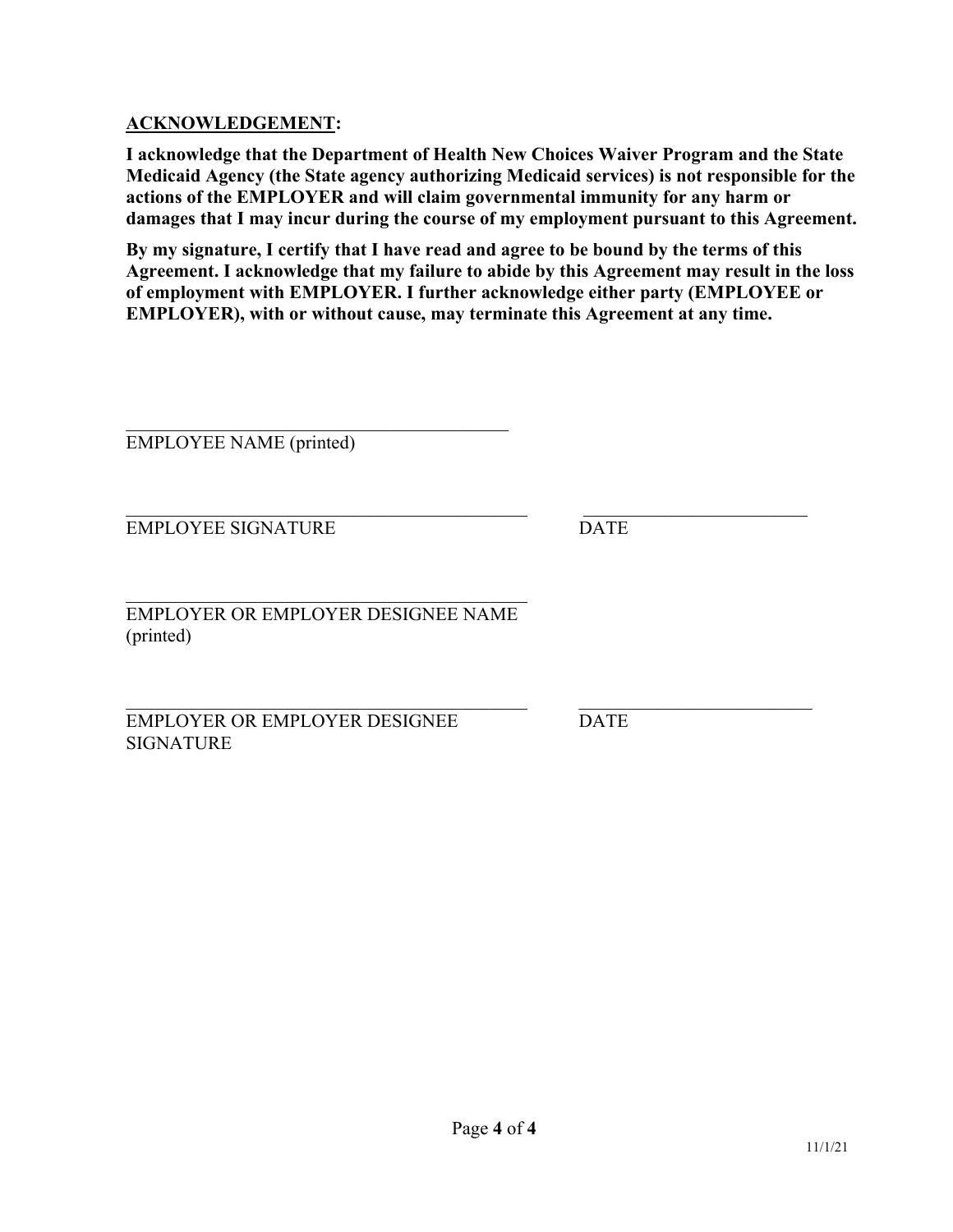**<u>ACKNOWLEDGEMENT</u>:**

**I acknowledge that the Department of Health New Choices Waiver Program and the State Medicaid Agency (the State agency authorizing Medicaid services) is not responsible for the actions of the EMPLOYER and will claim governmental immunity for any harm or damages that I may incur during the course of my employment pursuant to this Agreement.**

**By my signature, I certify that I have read and agree to be bound by the terms of this Agreement. I acknowledge that my failure to abide by this Agreement may result in the loss of employment with EMPLOYER. I further acknowledge either party (EMPLOYEE or EMPLOYER), with or without cause, may terminate this Agreement at any time.**

\_\_\_\_\_\_\_\_\_\_\_\_\_\_\_\_\_\_\_\_\_\_\_\_\_\_\_\_\_\_\_\_\_\_\_\_\_\_\_\_\_\_\_\_
EMPLOYEE NAME (printed)

\_\_\_\_\_\_\_\_\_\_\_\_\_\_\_\_\_\_\_\_\_\_\_\_\_\_\_\_\_\_\_\_\_\_\_\_\_\_\_\_\_\_\_\_ \_\_\_\_\_\_\_\_\_\_\_\_\_\_\_\_\_\_\_\_\_\_\_\_\_
EMPLOYEE SIGNATURE DATE

\_\_\_\_\_\_\_\_\_\_\_\_\_\_\_\_\_\_\_\_\_\_\_\_\_\_\_\_\_\_\_\_\_\_\_\_\_\_\_\_\_\_\_\_
EMPLOYER OR EMPLOYER DESIGNEE NAME (printed)

\_\_\_\_\_\_\_\_\_\_\_\_\_\_\_\_\_\_\_\_\_\_\_\_\_\_\_\_\_\_\_\_\_\_\_\_\_\_\_\_\_\_\_\_ \_\_\_\_\_\_\_\_\_\_\_\_\_\_\_\_\_\_\_\_\_\_\_\_\_
EMPLOYER OR EMPLOYER DESIGNEE SIGNATURE DATE

11/1/21